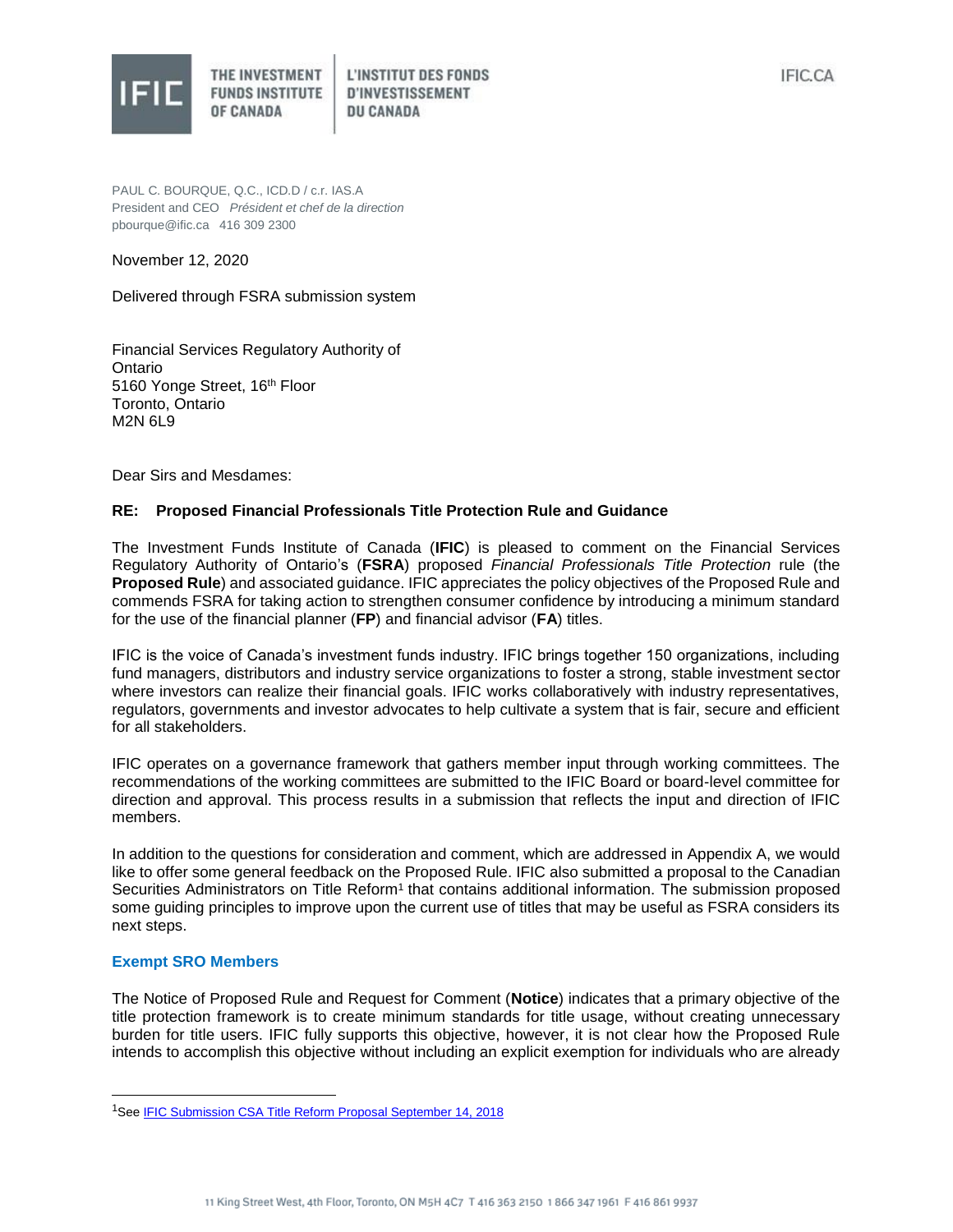THE INVESTMENT FUNDS INSTITUTE OF CANADA | L'INSTITUT DES FONDS D'INVESTISSEMENT DU CANADA

IFIC.CA

PAUL C. BOURQUE, Q.C., ICD.D / c.r. IAS.A
President and CEO *Président et chef de la direction*
pbourque@ific.ca 416 309 2300

November 12, 2020

Delivered through FSRA submission system

Financial Services Regulatory Authority of Ontario
5160 Yonge Street, 16th Floor
Toronto, Ontario
M2N 6L9

Dear Sirs and Mesdames:

**RE: Proposed Financial Professionals Title Protection Rule and Guidance**

The Investment Funds Institute of Canada (**IFIC**) is pleased to comment on the Financial Services Regulatory Authority of Ontario's (**FSRA**) proposed *Financial Professionals Title Protection* rule (the **Proposed Rule**) and associated guidance. IFIC appreciates the policy objectives of the Proposed Rule and commends FSRA for taking action to strengthen consumer confidence by introducing a minimum standard for the use of the financial planner (**FP**) and financial advisor (**FA**) titles.

IFIC is the voice of Canada's investment funds industry. IFIC brings together 150 organizations, including fund managers, distributors and industry service organizations to foster a strong, stable investment sector where investors can realize their financial goals. IFIC works collaboratively with industry representatives, regulators, governments and investor advocates to help cultivate a system that is fair, secure and efficient for all stakeholders.

IFIC operates on a governance framework that gathers member input through working committees. The recommendations of the working committees are submitted to the IFIC Board or board-level committee for direction and approval. This process results in a submission that reflects the input and direction of IFIC members.

In addition to the questions for consideration and comment, which are addressed in Appendix A, we would like to offer some general feedback on the Proposed Rule. IFIC also submitted a proposal to the Canadian Securities Administrators on Title Reform[1] that contains additional information. The submission proposed some guiding principles to improve upon the current use of titles that may be useful as FSRA considers its next steps.

## Exempt SRO Members

The Notice of Proposed Rule and Request for Comment (**Notice**) indicates that a primary objective of the title protection framework is to create minimum standards for title usage, without creating unnecessary burden for title users. IFIC fully supports this objective, however, it is not clear how the Proposed Rule intends to accomplish this objective without including an explicit exemption for individuals who are already

---

[1] See IFIC Submission CSA Title Reform Proposal September 14, 2018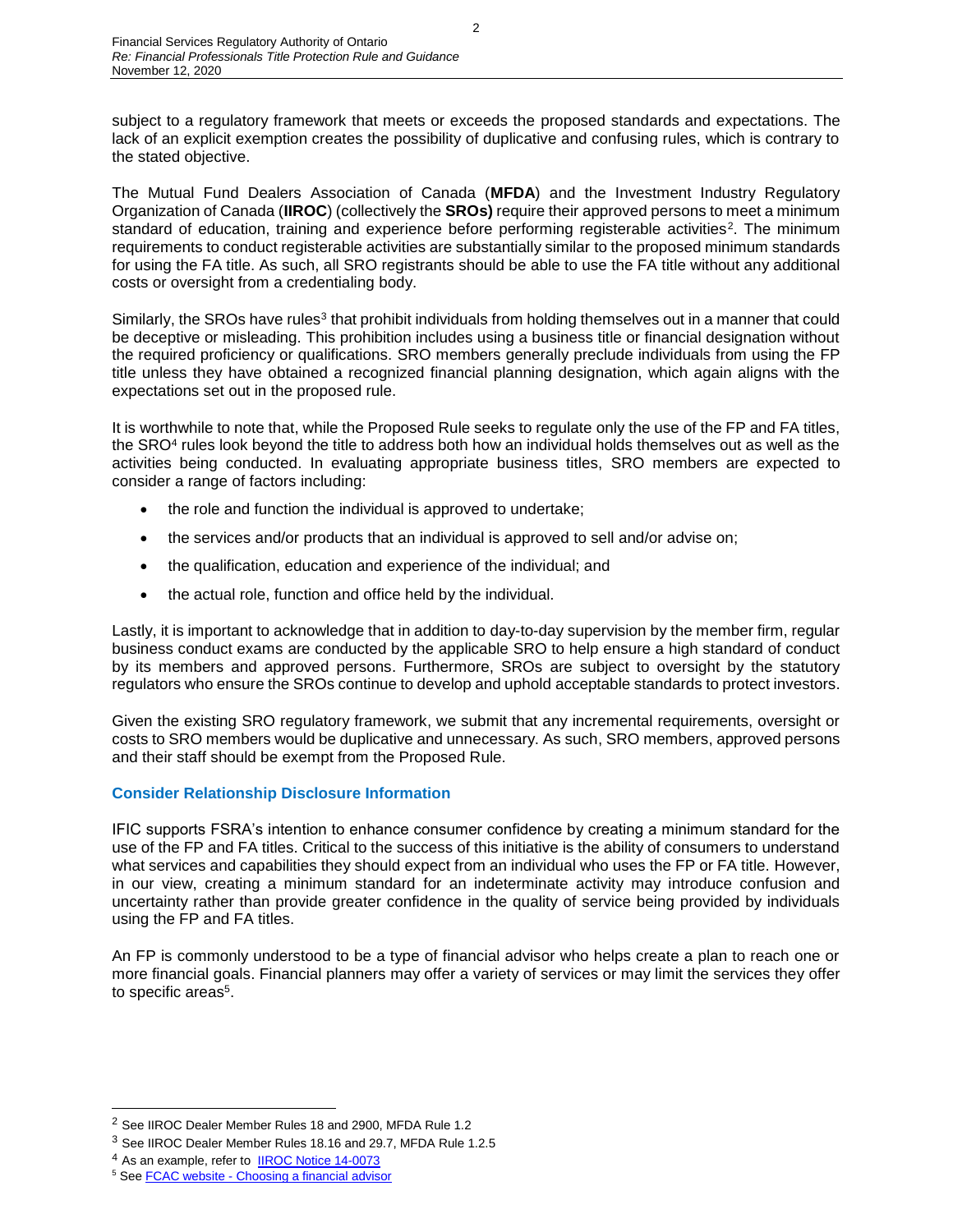subject to a regulatory framework that meets or exceeds the proposed standards and expectations. The lack of an explicit exemption creates the possibility of duplicative and confusing rules, which is contrary to the stated objective.

The Mutual Fund Dealers Association of Canada (**MFDA**) and the Investment Industry Regulatory Organization of Canada (**IIROC**) (collectively the **SROs)** require their approved persons to meet a minimum standard of education, training and experience before performing registerable activities[2]. The minimum requirements to conduct registerable activities are substantially similar to the proposed minimum standards for using the FA title. As such, all SRO registrants should be able to use the FA title without any additional costs or oversight from a credentialing body.

Similarly, the SROs have rules[3] that prohibit individuals from holding themselves out in a manner that could be deceptive or misleading. This prohibition includes using a business title or financial designation without the required proficiency or qualifications. SRO members generally preclude individuals from using the FP title unless they have obtained a recognized financial planning designation, which again aligns with the expectations set out in the proposed rule.

It is worthwhile to note that, while the Proposed Rule seeks to regulate only the use of the FP and FA titles, the SRO[4] rules look beyond the title to address both how an individual holds themselves out as well as the activities being conducted. In evaluating appropriate business titles, SRO members are expected to consider a range of factors including:

- the role and function the individual is approved to undertake;
- the services and/or products that an individual is approved to sell and/or advise on;
- the qualification, education and experience of the individual; and
- the actual role, function and office held by the individual.

Lastly, it is important to acknowledge that in addition to day-to-day supervision by the member firm, regular business conduct exams are conducted by the applicable SRO to help ensure a high standard of conduct by its members and approved persons. Furthermore, SROs are subject to oversight by the statutory regulators who ensure the SROs continue to develop and uphold acceptable standards to protect investors.

Given the existing SRO regulatory framework, we submit that any incremental requirements, oversight or costs to SRO members would be duplicative and unnecessary. As such, SRO members, approved persons and their staff should be exempt from the Proposed Rule.

### Consider Relationship Disclosure Information

IFIC supports FSRA's intention to enhance consumer confidence by creating a minimum standard for the use of the FP and FA titles. Critical to the success of this initiative is the ability of consumers to understand what services and capabilities they should expect from an individual who uses the FP or FA title. However, in our view, creating a minimum standard for an indeterminate activity may introduce confusion and uncertainty rather than provide greater confidence in the quality of service being provided by individuals using the FP and FA titles.

An FP is commonly understood to be a type of financial advisor who helps create a plan to reach one or more financial goals. Financial planners may offer a variety of services or may limit the services they offer to specific areas[5].

---

[2] See IIROC Dealer Member Rules 18 and 2900, MFDA Rule 1.2

[3] See IIROC Dealer Member Rules 18.16 and 29.7, MFDA Rule 1.2.5

[4] As an example, refer to IIROC Notice 14-0073

[5] See FCAC website - Choosing a financial advisor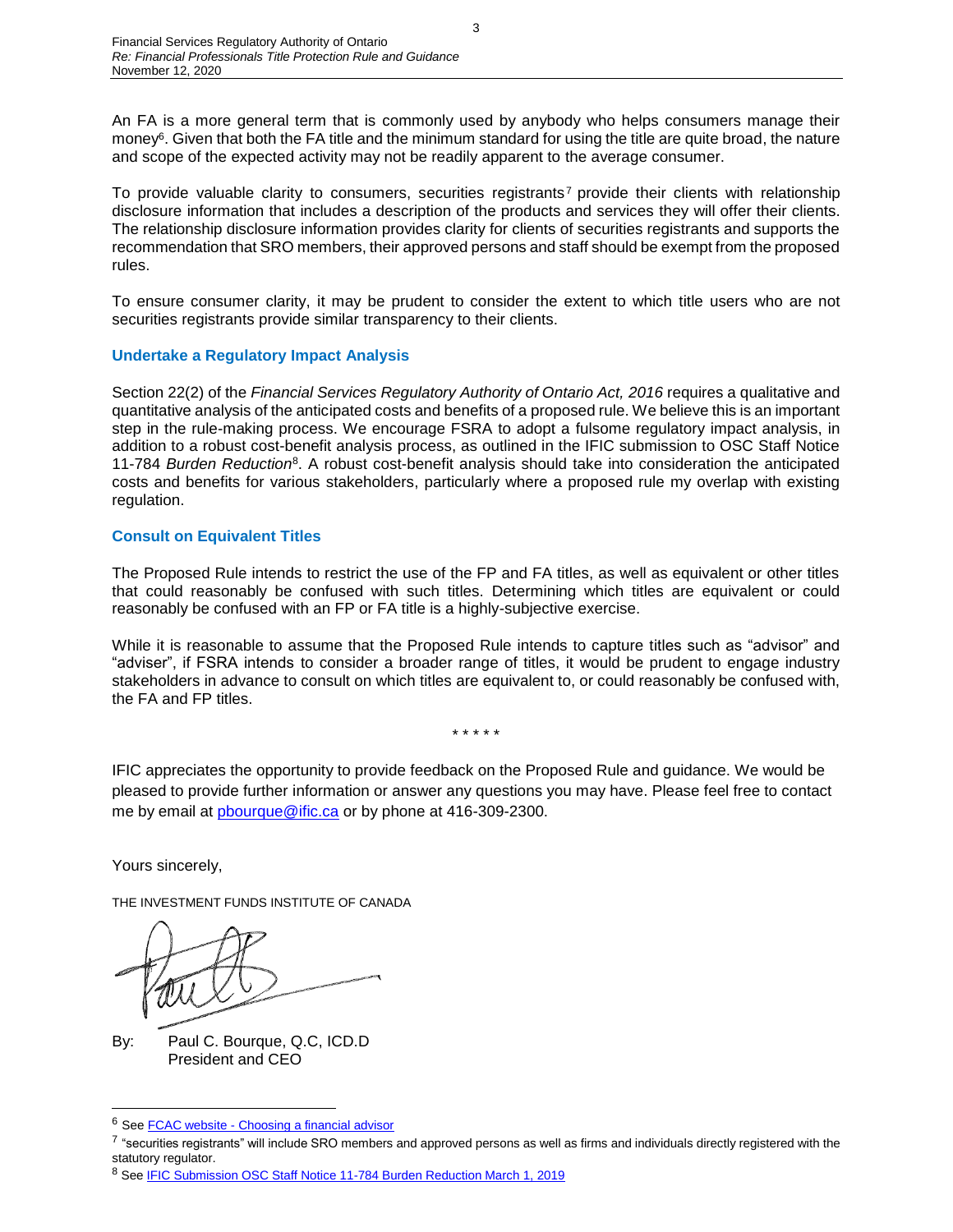An FA is a more general term that is commonly used by anybody who helps consumers manage their money[6]. Given that both the FA title and the minimum standard for using the title are quite broad, the nature and scope of the expected activity may not be readily apparent to the average consumer.

To provide valuable clarity to consumers, securities registrants[7] provide their clients with relationship disclosure information that includes a description of the products and services they will offer their clients. The relationship disclosure information provides clarity for clients of securities registrants and supports the recommendation that SRO members, their approved persons and staff should be exempt from the proposed rules.

To ensure consumer clarity, it may be prudent to consider the extent to which title users who are not securities registrants provide similar transparency to their clients.

### Undertake a Regulatory Impact Analysis

Section 22(2) of the *Financial Services Regulatory Authority of Ontario Act, 2016* requires a qualitative and quantitative analysis of the anticipated costs and benefits of a proposed rule. We believe this is an important step in the rule-making process. We encourage FSRA to adopt a fulsome regulatory impact analysis, in addition to a robust cost-benefit analysis process, as outlined in the IFIC submission to OSC Staff Notice 11-784 *Burden Reduction*[8]. A robust cost-benefit analysis should take into consideration the anticipated costs and benefits for various stakeholders, particularly where a proposed rule my overlap with existing regulation.

### Consult on Equivalent Titles

The Proposed Rule intends to restrict the use of the FP and FA titles, as well as equivalent or other titles that could reasonably be confused with such titles. Determining which titles are equivalent or could reasonably be confused with an FP or FA title is a highly-subjective exercise.

While it is reasonable to assume that the Proposed Rule intends to capture titles such as "advisor" and "adviser", if FSRA intends to consider a broader range of titles, it would be prudent to engage industry stakeholders in advance to consult on which titles are equivalent to, or could reasonably be confused with, the FA and FP titles.

\* \* \* \* \*

IFIC appreciates the opportunity to provide feedback on the Proposed Rule and guidance. We would be pleased to provide further information or answer any questions you may have. Please feel free to contact me by email at pbourque@ific.ca or by phone at 416-309-2300.

Yours sincerely,

THE INVESTMENT FUNDS INSTITUTE OF CANADA

By: Paul C. Bourque, Q.C, ICD.D
President and CEO

---

[6] See FCAC website - Choosing a financial advisor

[7] "securities registrants" will include SRO members and approved persons as well as firms and individuals directly registered with the statutory regulator.

[8] See IFIC Submission OSC Staff Notice 11-784 Burden Reduction March 1, 2019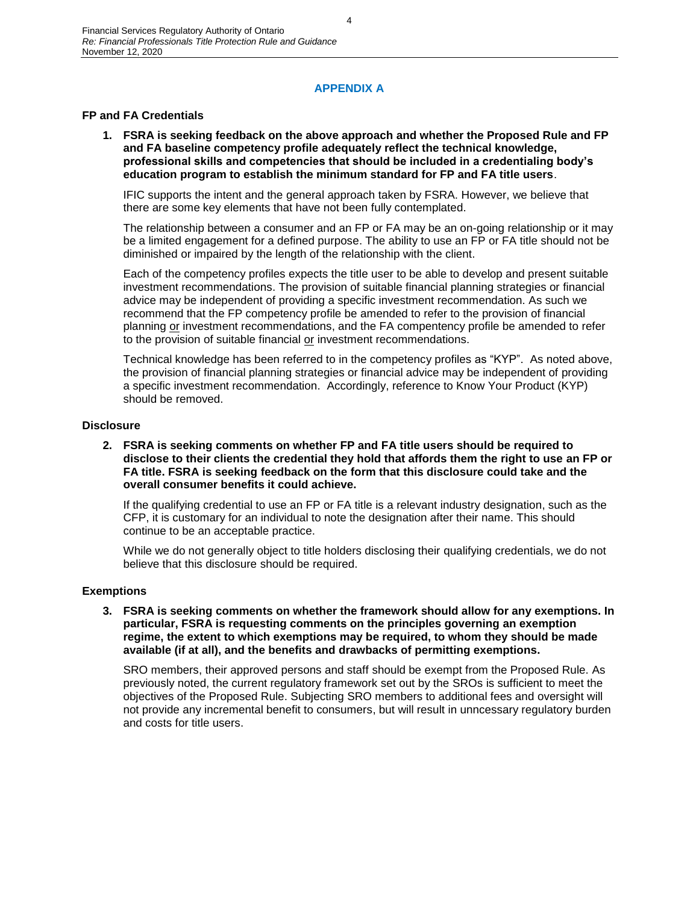## APPENDIX A

### FP and FA Credentials

1. **FSRA is seeking feedback on the above approach and whether the Proposed Rule and FP and FA baseline competency profile adequately reflect the technical knowledge, professional skills and competencies that should be included in a credentialing body's education program to establish the minimum standard for FP and FA title users**.

   IFIC supports the intent and the general approach taken by FSRA. However, we believe that there are some key elements that have not been fully contemplated.

   The relationship between a consumer and an FP or FA may be an on-going relationship or it may be a limited engagement for a defined purpose. The ability to use an FP or FA title should not be diminished or impaired by the length of the relationship with the client.

   Each of the competency profiles expects the title user to be able to develop and present suitable investment recommendations. The provision of suitable financial planning strategies or financial advice may be independent of providing a specific investment recommendation. As such we recommend that the FP competency profile be amended to refer to the provision of financial planning <u>or</u> investment recommendations, and the FA compentency profile be amended to refer to the provision of suitable financial <u>or</u> investment recommendations.

   Technical knowledge has been referred to in the competency profiles as "KYP". As noted above, the provision of financial planning strategies or financial advice may be independent of providing a specific investment recommendation. Accordingly, reference to Know Your Product (KYP) should be removed.

### Disclosure

2. **FSRA is seeking comments on whether FP and FA title users should be required to disclose to their clients the credential they hold that affords them the right to use an FP or FA title. FSRA is seeking feedback on the form that this disclosure could take and the overall consumer benefits it could achieve.**

   If the qualifying credential to use an FP or FA title is a relevant industry designation, such as the CFP, it is customary for an individual to note the designation after their name. This should continue to be an acceptable practice.

   While we do not generally object to title holders disclosing their qualifying credentials, we do not believe that this disclosure should be required.

### Exemptions

3. **FSRA is seeking comments on whether the framework should allow for any exemptions. In particular, FSRA is requesting comments on the principles governing an exemption regime, the extent to which exemptions may be required, to whom they should be made available (if at all), and the benefits and drawbacks of permitting exemptions.**

   SRO members, their approved persons and staff should be exempt from the Proposed Rule. As previously noted, the current regulatory framework set out by the SROs is sufficient to meet the objectives of the Proposed Rule. Subjecting SRO members to additional fees and oversight will not provide any incremental benefit to consumers, but will result in unncessary regulatory burden and costs for title users.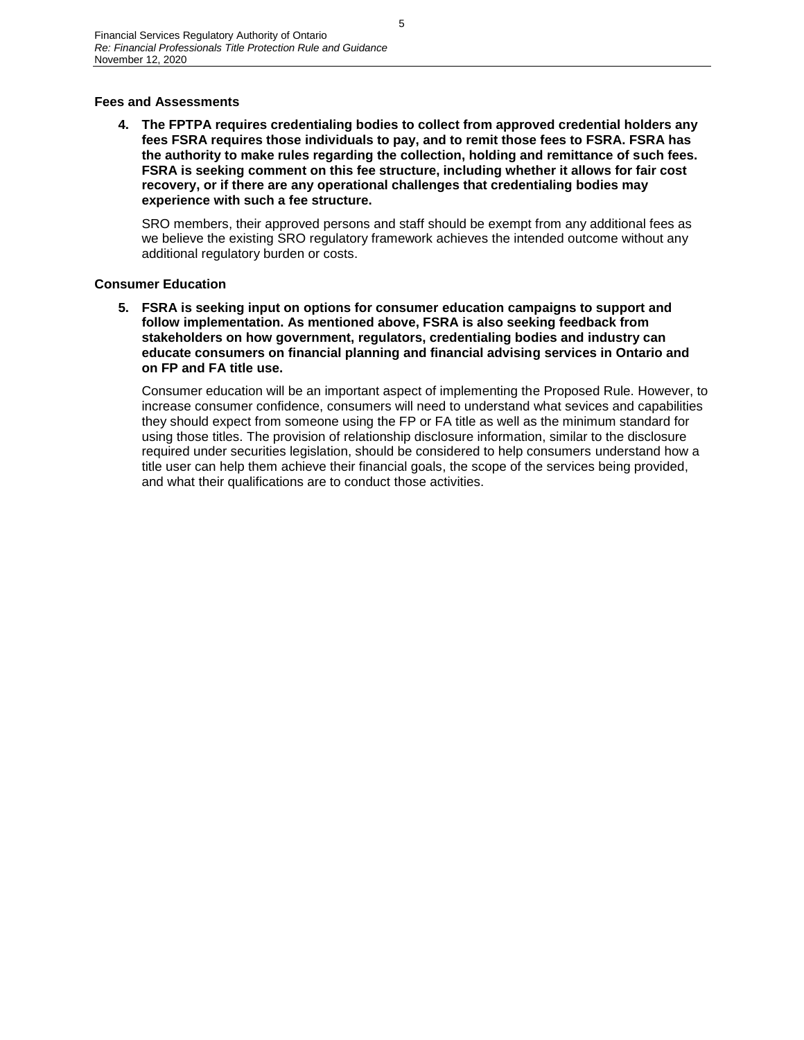**Fees and Assessments**

4. **The FPTPA requires credentialing bodies to collect from approved credential holders any fees FSRA requires those individuals to pay, and to remit those fees to FSRA. FSRA has the authority to make rules regarding the collection, holding and remittance of such fees. FSRA is seeking comment on this fee structure, including whether it allows for fair cost recovery, or if there are any operational challenges that credentialing bodies may experience with such a fee structure.**

   SRO members, their approved persons and staff should be exempt from any additional fees as we believe the existing SRO regulatory framework achieves the intended outcome without any additional regulatory burden or costs.

**Consumer Education**

5. **FSRA is seeking input on options for consumer education campaigns to support and follow implementation. As mentioned above, FSRA is also seeking feedback from stakeholders on how government, regulators, credentialing bodies and industry can educate consumers on financial planning and financial advising services in Ontario and on FP and FA title use.**

   Consumer education will be an important aspect of implementing the Proposed Rule. However, to increase consumer confidence, consumers will need to understand what sevices and capabilities they should expect from someone using the FP or FA title as well as the minimum standard for using those titles. The provision of relationship disclosure information, similar to the disclosure required under securities legislation, should be considered to help consumers understand how a title user can help them achieve their financial goals, the scope of the services being provided, and what their qualifications are to conduct those activities.